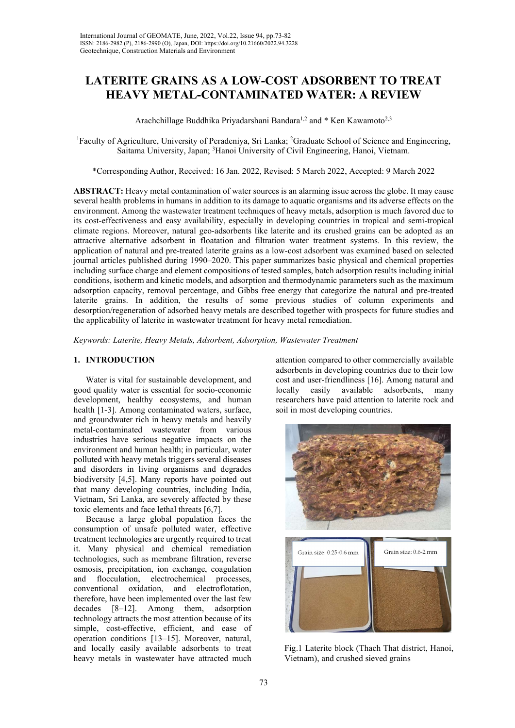# LATERITE GRAINS AS A LOW-COST ADSORBENT TO TREAT HEAVY METAL-CONTAMINATED WATER: A REVIEW

Arachchillage Buddhika Priyadarshani Bandara[1,2] and * Ken Kawamoto[2,3]

[1]Faculty of Agriculture, University of Peradeniya, Sri Lanka; [2]Graduate School of Science and Engineering, Saitama University, Japan; [3]Hanoi University of Civil Engineering, Hanoi, Vietnam.

*Corresponding Author, Received: 16 Jan. 2022, Revised: 5 March 2022, Accepted: 9 March 2022

**ABSTRACT:** Heavy metal contamination of water sources is an alarming issue across the globe. It may cause several health problems in humans in addition to its damage to aquatic organisms and its adverse effects on the environment. Among the wastewater treatment techniques of heavy metals, adsorption is much favored due to its cost-effectiveness and easy availability, especially in developing countries in tropical and semi-tropical climate regions. Moreover, natural geo-adsorbents like laterite and its crushed grains can be adopted as an attractive alternative adsorbent in floatation and filtration water treatment systems. In this review, the application of natural and pre-treated laterite grains as a low-cost adsorbent was examined based on selected journal articles published during 1990–2020. This paper summarizes basic physical and chemical properties including surface charge and element compositions of tested samples, batch adsorption results including initial conditions, isotherm and kinetic models, and adsorption and thermodynamic parameters such as the maximum adsorption capacity, removal percentage, and Gibbs free energy that categorize the natural and pre-treated laterite grains. In addition, the results of some previous studies of column experiments and desorption/regeneration of adsorbed heavy metals are described together with prospects for future studies and the applicability of laterite in wastewater treatment for heavy metal remediation.

*Keywords: Laterite, Heavy Metals, Adsorbent, Adsorption, Wastewater Treatment*

## 1. INTRODUCTION

Water is vital for sustainable development, and good quality water is essential for socio-economic development, healthy ecosystems, and human health [1-3]. Among contaminated waters, surface, and groundwater rich in heavy metals and heavily metal-contaminated wastewater from various industries have serious negative impacts on the environment and human health; in particular, water polluted with heavy metals triggers several diseases and disorders in living organisms and degrades biodiversity [4,5]. Many reports have pointed out that many developing countries, including India, Vietnam, Sri Lanka, are severely affected by these toxic elements and face lethal threats [6,7].

Because a large global population faces the consumption of unsafe polluted water, effective treatment technologies are urgently required to treat it. Many physical and chemical remediation technologies, such as membrane filtration, reverse osmosis, precipitation, ion exchange, coagulation and flocculation, electrochemical processes, conventional oxidation, and electroflotation, therefore, have been implemented over the last few decades [8–12]. Among them, adsorption technology attracts the most attention because of its simple, cost-effective, efficient, and ease of operation conditions [13–15]. Moreover, natural, and locally easily available adsorbents to treat heavy metals in wastewater have attracted much attention compared to other commercially available adsorbents in developing countries due to their low cost and user-friendliness [16]. Among natural and locally easily available adsorbents, many researchers have paid attention to laterite rock and soil in most developing countries.

Grain size: 0.25-0.6 mm

Grain size: 0.6-2 mm

Fig.1 Laterite block (Thach That district, Hanoi, Vietnam), and crushed sieved grains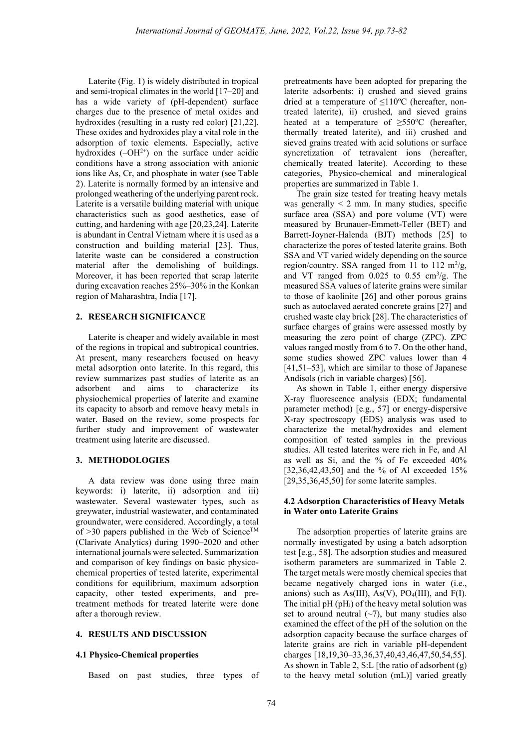Laterite (Fig. 1) is widely distributed in tropical and semi-tropical climates in the world [17–20] and has a wide variety of (pH-dependent) surface charges due to the presence of metal oxides and hydroxides (resulting in a rusty red color) [21,22]. These oxides and hydroxides play a vital role in the adsorption of toxic elements. Especially, active hydroxides ($-OH^{2+}$) on the surface under acidic conditions have a strong association with anionic ions like As, Cr, and phosphate in water (see Table 2). Laterite is normally formed by an intensive and prolonged weathering of the underlying parent rock. Laterite is a versatile building material with unique characteristics such as good aesthetics, ease of cutting, and hardening with age [20,23,24]. Laterite is abundant in Central Vietnam where it is used as a construction and building material [23]. Thus, laterite waste can be considered a construction material after the demolishing of buildings. Moreover, it has been reported that scrap laterite during excavation reaches 25%–30% in the Konkan region of Maharashtra, India [17].

## 2. RESEARCH SIGNIFICANCE

Laterite is cheaper and widely available in most of the regions in tropical and subtropical countries. At present, many researchers focused on heavy metal adsorption onto laterite. In this regard, this review summarizes past studies of laterite as an adsorbent and aims to characterize its physiochemical properties of laterite and examine its capacity to absorb and remove heavy metals in water. Based on the review, some prospects for further study and improvement of wastewater treatment using laterite are discussed.

## 3. METHODOLOGIES

A data review was done using three main keywords: i) laterite, ii) adsorption and iii) wastewater. Several wastewater types, such as greywater, industrial wastewater, and contaminated groundwater, were considered. Accordingly, a total of >30 papers published in the Web of Science™ (Clarivate Analytics) during 1990–2020 and other international journals were selected. Summarization and comparison of key findings on basic physico-chemical properties of tested laterite, experimental conditions for equilibrium, maximum adsorption capacity, other tested experiments, and pre-treatment methods for treated laterite were done after a thorough review.

## 4. RESULTS AND DISCUSSION

### 4.1 Physico-Chemical properties

Based on past studies, three types of pretreatments have been adopted for preparing the laterite adsorbents: i) crushed and sieved grains dried at a temperature of ≤110°C (hereafter, non-treated laterite), ii) crushed, and sieved grains heated at a temperature of ≥550°C (hereafter, thermally treated laterite), and iii) crushed and sieved grains treated with acid solutions or surface syncretization of tetravalent ions (hereafter, chemically treated laterite). According to these categories, Physico-chemical and mineralogical properties are summarized in Table 1.

The grain size tested for treating heavy metals was generally < 2 mm. In many studies, specific surface area (SSA) and pore volume (VT) were measured by Brunauer-Emmett-Teller (BET) and Barrett-Joyner-Halenda (BJT) methods [25] to characterize the pores of tested laterite grains. Both SSA and VT varied widely depending on the source region/country. SSA ranged from 11 to 112 $m^2/g$, and VT ranged from 0.025 to 0.55 $cm^3/g$. The measured SSA values of laterite grains were similar to those of kaolinite [26] and other porous grains such as autoclaved aerated concrete grains [27] and crushed waste clay brick [28]. The characteristics of surface charges of grains were assessed mostly by measuring the zero point of charge (ZPC). ZPC values ranged mostly from 6 to 7. On the other hand, some studies showed ZPC values lower than 4 [41,51–53], which are similar to those of Japanese Andisols (rich in variable charges) [56].

As shown in Table 1, either energy dispersive X-ray fluorescence analysis (EDX; fundamental parameter method) [e.g., 57] or energy-dispersive X-ray spectroscopy (EDS) analysis was used to characterize the metal/hydroxides and element composition of tested samples in the previous studies. All tested laterites were rich in Fe, and Al as well as Si, and the % of Fe exceeded 40% [32,36,42,43,50] and the % of Al exceeded 15% [29,35,36,45,50] for some laterite samples.

### 4.2 Adsorption Characteristics of Heavy Metals in Water onto Laterite Grains

The adsorption properties of laterite grains are normally investigated by using a batch adsorption test [e.g., 58]. The adsorption studies and measured isotherm parameters are summarized in Table 2. The target metals were mostly chemical species that became negatively charged ions in water (i.e., anions) such as As(III), As(V), $PO_4$(III), and F(I). The initial pH ($pH_i$) of the heavy metal solution was set to around neutral (~7), but many studies also examined the effect of the pH of the solution on the adsorption capacity because the surface charges of laterite grains are rich in variable pH-dependent charges [18,19,30–33,36,37,40,43,46,47,50,54,55]. As shown in Table 2, S:L [the ratio of adsorbent (g) to the heavy metal solution (mL)] varied greatly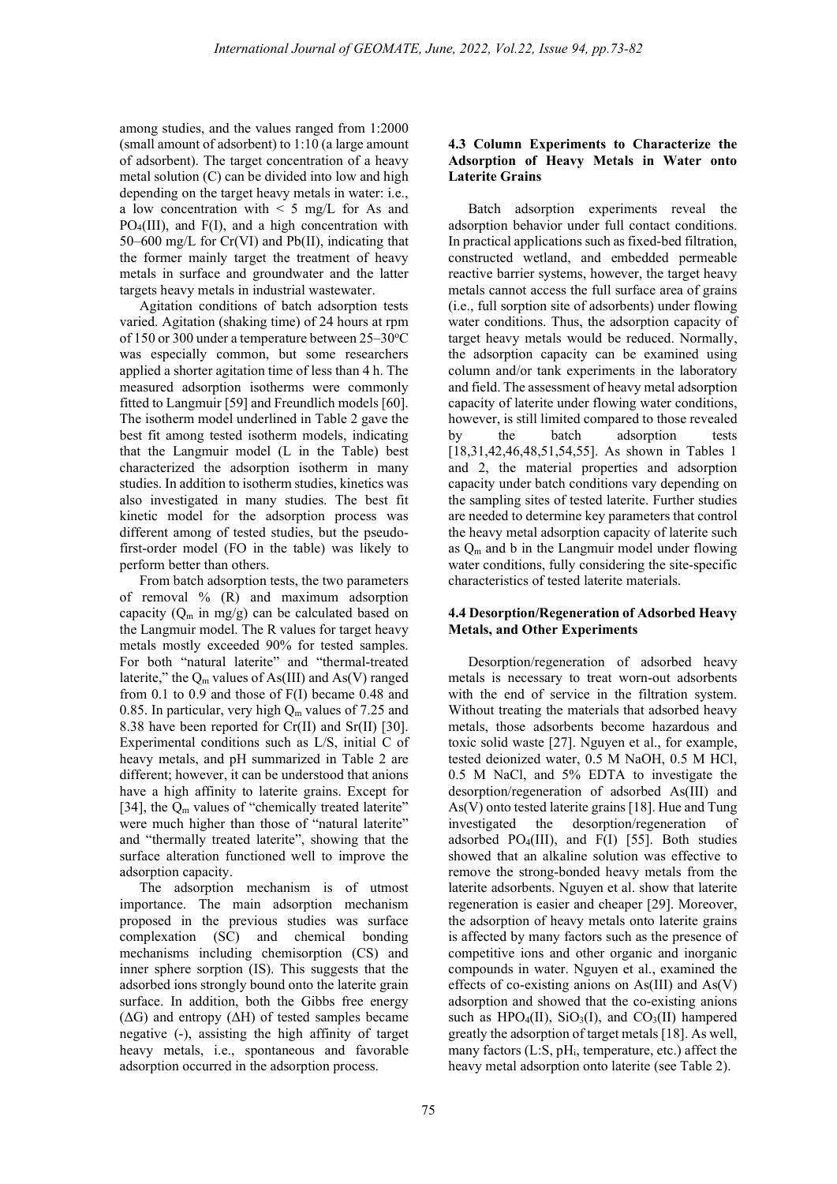among studies, and the values ranged from 1:2000 (small amount of adsorbent) to 1:10 (a large amount of adsorbent). The target concentration of a heavy metal solution (C) can be divided into low and high depending on the target heavy metals in water: i.e., a low concentration with < 5 mg/L for As and $PO_4$(III), and F(I), and a high concentration with 50–600 mg/L for Cr(VI) and Pb(II), indicating that the former mainly target the treatment of heavy metals in surface and groundwater and the latter targets heavy metals in industrial wastewater.

Agitation conditions of batch adsorption tests varied. Agitation (shaking time) of 24 hours at rpm of 150 or 300 under a temperature between 25–30°C was especially common, but some researchers applied a shorter agitation time of less than 4 h. The measured adsorption isotherms were commonly fitted to Langmuir [59] and Freundlich models [60]. The isotherm model underlined in Table 2 gave the best fit among tested isotherm models, indicating that the Langmuir model (L in the Table) best characterized the adsorption isotherm in many studies. In addition to isotherm studies, kinetics was also investigated in many studies. The best fit kinetic model for the adsorption process was different among of tested studies, but the pseudo-first-order model (FO in the table) was likely to perform better than others.

From batch adsorption tests, the two parameters of removal % (R) and maximum adsorption capacity ($Q_m$ in mg/g) can be calculated based on the Langmuir model. The R values for target heavy metals mostly exceeded 90% for tested samples. For both "natural laterite" and "thermal-treated laterite," the $Q_m$ values of As(III) and As(V) ranged from 0.1 to 0.9 and those of F(I) became 0.48 and 0.85. In particular, very high $Q_m$ values of 7.25 and 8.38 have been reported for Cr(II) and Sr(II) [30]. Experimental conditions such as L/S, initial C of heavy metals, and pH summarized in Table 2 are different; however, it can be understood that anions have a high affinity to laterite grains. Except for [34], the $Q_m$ values of "chemically treated laterite" were much higher than those of "natural laterite" and "thermally treated laterite", showing that the surface alteration functioned well to improve the adsorption capacity.

The adsorption mechanism is of utmost importance. The main adsorption mechanism proposed in the previous studies was surface complexation (SC) and chemical bonding mechanisms including chemisorption (CS) and inner sphere sorption (IS). This suggests that the adsorbed ions strongly bound onto the laterite grain surface. In addition, both the Gibbs free energy ($\Delta G$) and entropy ($\Delta H$) of tested samples became negative (-), assisting the high affinity of target heavy metals, i.e., spontaneous and favorable adsorption occurred in the adsorption process.

### 4.3 Column Experiments to Characterize the Adsorption of Heavy Metals in Water onto Laterite Grains

Batch adsorption experiments reveal the adsorption behavior under full contact conditions. In practical applications such as fixed-bed filtration, constructed wetland, and embedded permeable reactive barrier systems, however, the target heavy metals cannot access the full surface area of grains (i.e., full sorption site of adsorbents) under flowing water conditions. Thus, the adsorption capacity of target heavy metals would be reduced. Normally, the adsorption capacity can be examined using column and/or tank experiments in the laboratory and field. The assessment of heavy metal adsorption capacity of laterite under flowing water conditions, however, is still limited compared to those revealed by the batch adsorption tests [18,31,42,46,48,51,54,55]. As shown in Tables 1 and 2, the material properties and adsorption capacity under batch conditions vary depending on the sampling sites of tested laterite. Further studies are needed to determine key parameters that control the heavy metal adsorption capacity of laterite such as $Q_m$ and b in the Langmuir model under flowing water conditions, fully considering the site-specific characteristics of tested laterite materials.

### 4.4 Desorption/Regeneration of Adsorbed Heavy Metals, and Other Experiments

Desorption/regeneration of adsorbed heavy metals is necessary to treat worn-out adsorbents with the end of service in the filtration system. Without treating the materials that adsorbed heavy metals, those adsorbents become hazardous and toxic solid waste [27]. Nguyen et al., for example, tested deionized water, 0.5 M NaOH, 0.5 M HCl, 0.5 M NaCl, and 5% EDTA to investigate the desorption/regeneration of adsorbed As(III) and As(V) onto tested laterite grains [18]. Hue and Tung investigated the desorption/regeneration of adsorbed $PO_4$(III), and F(I) [55]. Both studies showed that an alkaline solution was effective to remove the strong-bonded heavy metals from the laterite adsorbents. Nguyen et al. show that laterite regeneration is easier and cheaper [29]. Moreover, the adsorption of heavy metals onto laterite grains is affected by many factors such as the presence of competitive ions and other organic and inorganic compounds in water. Nguyen et al., examined the effects of co-existing anions on As(III) and As(V) adsorption and showed that the co-existing anions such as $HPO_4$(II), $SiO_3$(I), and $CO_3$(II) hampered greatly the adsorption of target metals [18]. As well, many factors (L:S, $pH_i$, temperature, etc.) affect the heavy metal adsorption onto laterite (see Table 2).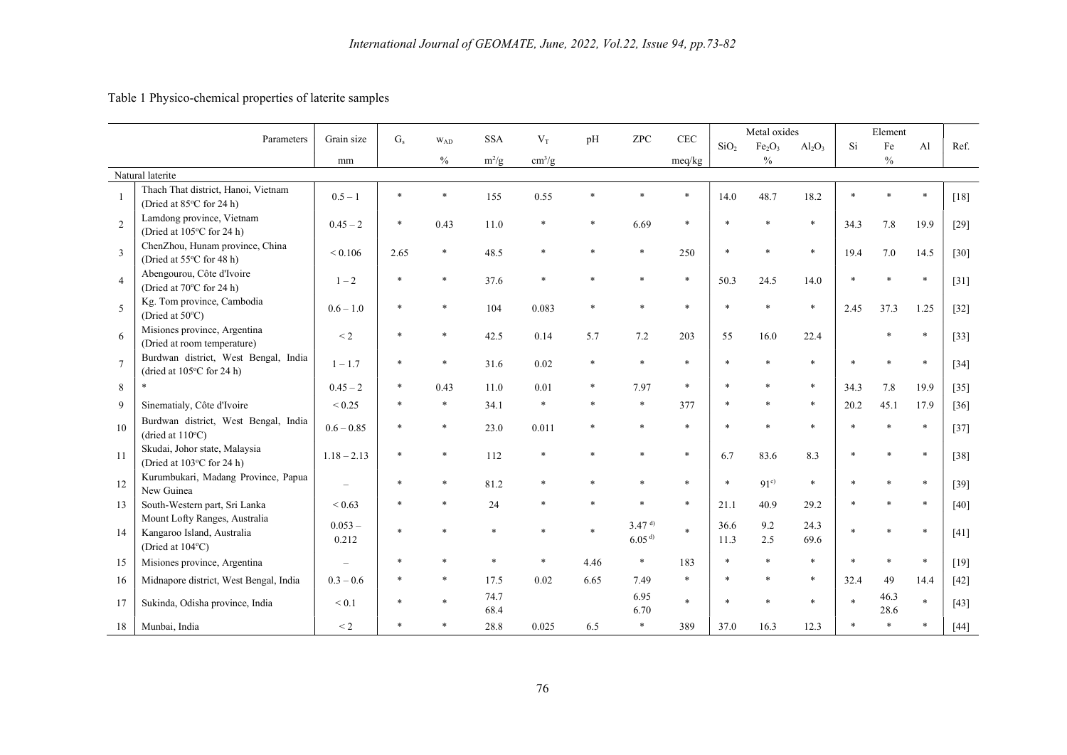Table 1 Physico-chemical properties of laterite samples

| | Parameters | Grain size | $G_s$ | $w_{AD}$ | SSA | $V_T$ | pH | ZPC | CEC | Metal oxides | | | Element | | | Ref. |
|---|---|---|---|---|---|---|---|---|---|---|---|---|---|---|---|---|
| | | | | | | | | | | $SiO_2$ | $Fe_2O_3$ | $Al_2O_3$ | Si | Fe | Al | |
| | | mm | | % | $m^2/g$ | $cm^3/g$ | | | meq/kg | | % | | | % | | |
| | Natural laterite | | | | | | | | | | | | | | | |
| 1 | Thach That district, Hanoi, Vietnam (Dried at 85°C for 24 h) | 0.5 – 1 | * | * | 155 | 0.55 | * | * | * | 14.0 | 48.7 | 18.2 | * | * | * | [18] |
| 2 | Lamdong province, Vietnam (Dried at 105°C for 24 h) | 0.45 – 2 | * | 0.43 | 11.0 | * | * | 6.69 | * | * | * | * | 34.3 | 7.8 | 19.9 | [29] |
| 3 | ChenZhou, Hunam province, China (Dried at 55°C for 48 h) | < 0.106 | 2.65 | * | 48.5 | * | * | * | 250 | * | * | * | 19.4 | 7.0 | 14.5 | [30] |
| 4 | Abengourou, Côte d'Ivoire (Dried at 70°C for 24 h) | 1 – 2 | * | * | 37.6 | * | * | * | * | 50.3 | 24.5 | 14.0 | * | * | * | [31] |
| 5 | Kg. Tom province, Cambodia (Dried at 50°C) | 0.6 – 1.0 | * | * | 104 | 0.083 | * | * | * | * | * | * | 2.45 | 37.3 | 1.25 | [32] |
| 6 | Misiones province, Argentina (Dried at room temperature) | < 2 | * | * | 42.5 | 0.14 | 5.7 | 7.2 | 203 | 55 | 16.0 | 22.4 | | * | * | [33] |
| 7 | Burdwan district, West Bengal, India (dried at 105°C for 24 h) | 1 – 1.7 | * | * | 31.6 | 0.02 | * | * | * | * | * | * | * | * | * | [34] |
| 8 | * | 0.45 – 2 | * | 0.43 | 11.0 | 0.01 | * | 7.97 | * | * | * | * | 34.3 | 7.8 | 19.9 | [35] |
| 9 | Sinematialy, Côte d'Ivoire | < 0.25 | * | * | 34.1 | * | * | * | 377 | * | * | * | 20.2 | 45.1 | 17.9 | [36] |
| 10 | Burdwan district, West Bengal, India (dried at 110°C) | 0.6 – 0.85 | * | * | 23.0 | 0.011 | * | * | * | * | * | * | * | * | * | [37] |
| 11 | Skudai, Johor state, Malaysia (Dried at 103°C for 24 h) | 1.18 – 2.13 | * | * | 112 | * | * | * | * | 6.7 | 83.6 | 8.3 | * | * | * | [38] |
| 12 | Kurumbukari, Madang Province, Papua New Guinea | – | * | * | 81.2 | * | * | * | * | * | 91[c)] | * | * | * | * | [39] |
| 13 | South-Western part, Sri Lanka | < 0.63 | * | * | 24 | * | * | * | * | 21.1 | 40.9 | 29.2 | * | * | * | [40] |
| 14 | Mount Lofty Ranges, Australia<br>Kangaroo Island, Australia<br>(Dried at 104°C) | 0.053 – 0.212 | * | * | * | * | * | 3.47 [d)]<br>6.05 [d)] | * | 36.6<br>11.3 | 9.2<br>2.5 | 24.3<br>69.6 | * | * | * | [41] |
| 15 | Misiones province, Argentina | – | * | * | * | * | 4.46 | * | 183 | * | * | * | * | * | * | [19] |
| 16 | Midnapore district, West Bengal, India | 0.3 – 0.6 | * | * | 17.5 | 0.02 | 6.65 | 7.49 | * | * | * | * | 32.4 | 49 | 14.4 | [42] |
| 17 | Sukinda, Odisha province, India | < 0.1 | * | * | 74.7<br>68.4 | | | 6.95<br>6.70 | * | * | * | * | * | 46.3<br>28.6 | * | [43] |
| 18 | Munbai, India | < 2 | * | * | 28.8 | 0.025 | 6.5 | * | 389 | 37.0 | 16.3 | 12.3 | * | * | * | [44] |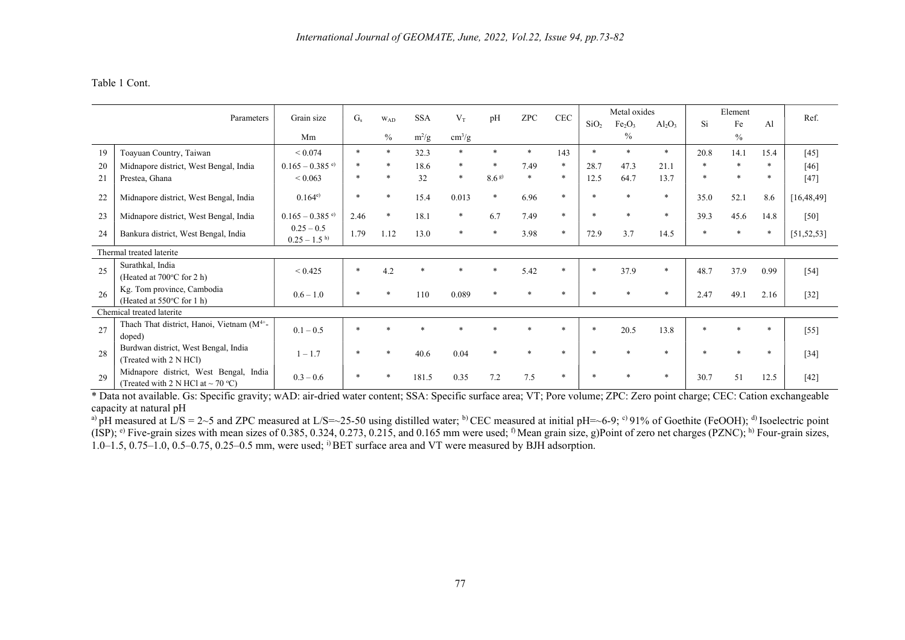Table 1 Cont.

| | Parameters | Grain size | $G_s$ | $w_{AD}$ | SSA | $V_T$ | pH | ZPC | CEC | Metal oxides | | | Element | | | Ref. |
|---|---|---|---|---|---|---|---|---|---|---|---|---|---|---|---|---|
| | | | | | | | | | | $SiO_2$ | $Fe_2O_3$ | $Al_2O_3$ | Si | Fe | Al | |
| | | Mm | | % | $m^2/g$ | $cm^3/g$ | | | | | % | | | % | | |
| 19 | Toayuan Country, Taiwan | < 0.074 | * | * | 32.3 | * | * | * | 143 | * | * | * | 20.8 | 14.1 | 15.4 | [45] |
| 20 | Midnapore district, West Bengal, India | 0.165 – 0.385 [e)] | * | * | 18.6 | * | * | 7.49 | * | 28.7 | 47.3 | 21.1 | * | * | * | [46] |
| 21 | Prestea, Ghana | < 0.063 | * | * | 32 | * | 8.6 [g)] | * | * | 12.5 | 64.7 | 13.7 | * | * | * | [47] |
| 22 | Midnapore district, West Bengal, India | 0.164[c)] | * | * | 15.4 | 0.013 | * | 6.96 | * | * | * | * | 35.0 | 52.1 | 8.6 | [16,48,49] |
| 23 | Midnapore district, West Bengal, India | 0.165 – 0.385 [e)] | 2.46 | * | 18.1 | * | 6.7 | 7.49 | * | * | * | * | 39.3 | 45.6 | 14.8 | [50] |
| 24 | Bankura district, West Bengal, India | 0.25 – 0.5<br>0.25 – 1.5 [h)] | 1.79 | 1.12 | 13.0 | * | * | 3.98 | * | 72.9 | 3.7 | 14.5 | * | * | * | [51,52,53] |
| Thermal treated laterite | | | | | | | | | | | | | | | | |
| 25 | Surathkal, India<br>(Heated at 700°C for 2 h) | < 0.425 | * | 4.2 | * | * | * | 5.42 | * | * | 37.9 | * | 48.7 | 37.9 | 0.99 | [54] |
| 26 | Kg. Tom province, Cambodia<br>(Heated at 550°C for 1 h) | 0.6 – 1.0 | * | * | 110 | 0.089 | * | * | * | * | * | * | 2.47 | 49.1 | 2.16 | [32] |
| Chemical treated laterite | | | | | | | | | | | | | | | | |
| 27 | Thach That district, Hanoi, Vietnam ($M^{4+}$-doped) | 0.1 – 0.5 | * | * | * | * | * | * | * | * | 20.5 | 13.8 | * | * | * | [55] |
| 28 | Burdwan district, West Bengal, India<br>(Treated with 2 N HCl) | 1 – 1.7 | * | * | 40.6 | 0.04 | * | * | * | * | * | * | * | * | * | [34] |
| 29 | Midnapore district, West Bengal, India<br>(Treated with 2 N HCl at ~ 70 °C) | 0.3 – 0.6 | * | * | 181.5 | 0.35 | 7.2 | 7.5 | * | * | * | * | 30.7 | 51 | 12.5 | [42] |

* Data not available. Gs: Specific gravity; wAD: air-dried water content; SSA: Specific surface area; VT; Pore volume; ZPC: Zero point charge; CEC: Cation exchangeable capacity at natural pH

[a)] pH measured at L/S = 2~5 and ZPC measured at L/S=~25-50 using distilled water; [b)] CEC measured at initial pH=~6-9; [c)] 91% of Goethite (FeOOH); [d)] Isoelectric point (ISP); [e)] Five-grain sizes with mean sizes of 0.385, 0.324, 0.273, 0.215, and 0.165 mm were used; [f)] Mean grain size, g)Point of zero net charges (PZNC); [h)] Four-grain sizes, 1.0–1.5, 0.75–1.0, 0.5–0.75, 0.25–0.5 mm, were used; [i)] BET surface area and VT were measured by BJH adsorption.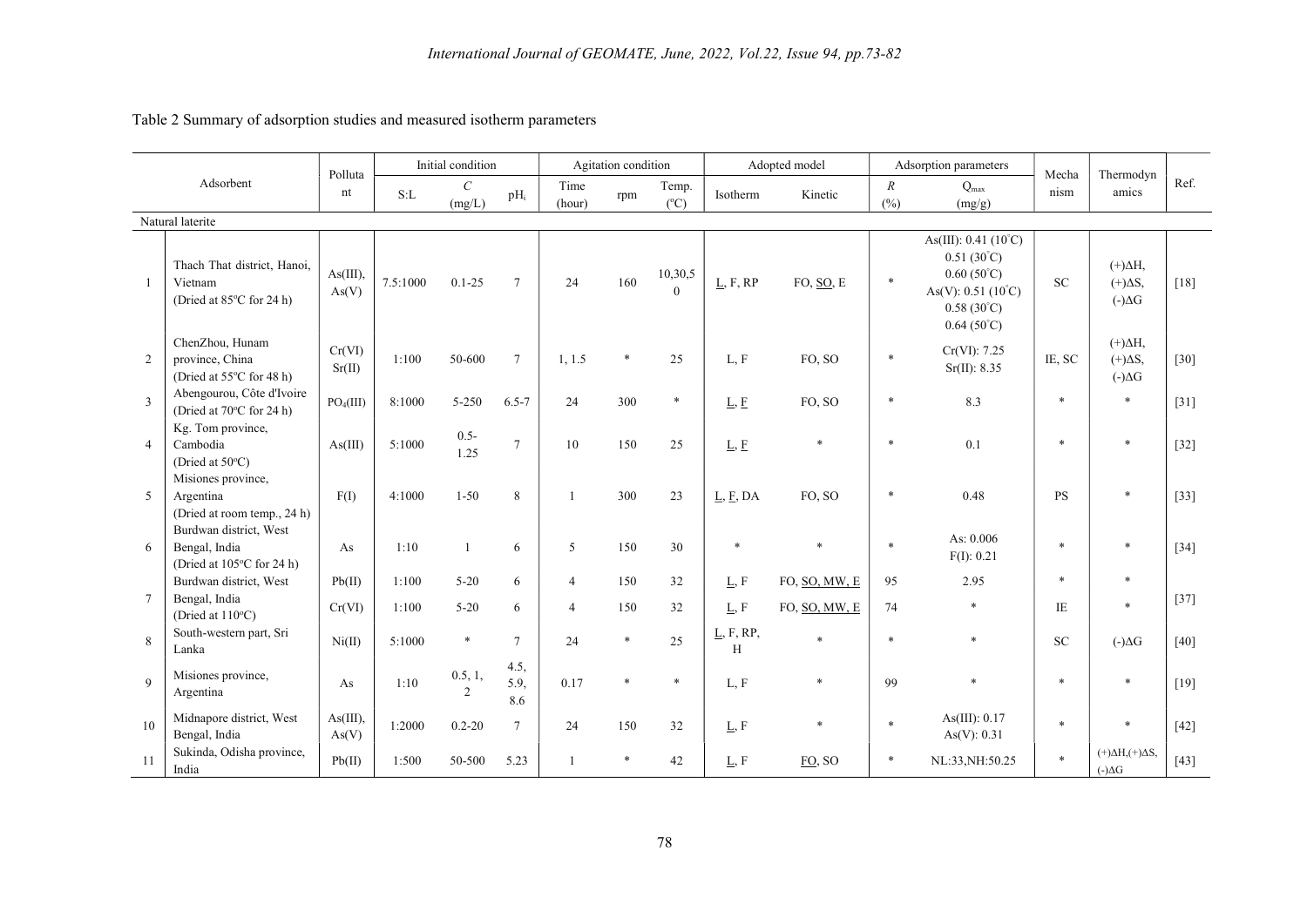Table 2 Summary of adsorption studies and measured isotherm parameters

| | Adsorbent | Pollutant | Initial condition | | | Agitation condition | | | Adopted model | | Adsorption parameters | | Mechanism | Thermodynamics | Ref. |
|---|---|---|---|---|---|---|---|---|---|---|---|---|---|---|---|
| | | | S:L | C (mg/L) | $pH_i$ | Time (hour) | rpm | Temp. (°C) | Isotherm | Kinetic | R (%) | $Q_{max}$ (mg/g) | | | |
| Natural laterite | | | | | | | | | | | | | | | |
| 1 | Thach That district, Hanoi, Vietnam (Dried at 85°C for 24 h) | As(III), As(V) | 7.5:1000 | 0.1-25 | 7 | 24 | 160 | 10,30,50 | L, F, RP | FO, SO, E | * | As(III): 0.41 (10°C) 0.51 (30°C) 0.60 (50°C) As(V): 0.51 (10°C) 0.58 (30°C) 0.64 (50°C) | SC | (+)ΔH, (+)ΔS, (-)ΔG | [18] |
| 2 | ChenZhou, Hunam province, China (Dried at 55°C for 48 h) | Cr(VI) Sr(II) | 1:100 | 50-600 | 7 | 1, 1.5 | * | 25 | L, F | FO, SO | * | Cr(VI): 7.25 Sr(II): 8.35 | IE, SC | (+)ΔH, (+)ΔS, (-)ΔG | [30] |
| 3 | Abengourou, Côte d'Ivoire (Dried at 70°C for 24 h) | $PO_4$(III) | 8:1000 | 5-250 | 6.5-7 | 24 | 300 | * | L, F | FO, SO | * | 8.3 | * | * | [31] |
| 4 | Kg. Tom province, Cambodia (Dried at 50°C) | As(III) | 5:1000 | 0.5-1.25 | 7 | 10 | 150 | 25 | L, F | * | * | 0.1 | * | * | [32] |
| 5 | Misiones province, Argentina (Dried at room temp., 24 h) | F(I) | 4:1000 | 1-50 | 8 | 1 | 300 | 23 | L, F, DA | FO, SO | * | 0.48 | PS | * | [33] |
| 6 | Burdwan district, West Bengal, India (Dried at 105°C for 24 h) | As | 1:10 | 1 | 6 | 5 | 150 | 30 | * | * | * | As: 0.006 F(I): 0.21 | * | * | [34] |
| 7 | Burdwan district, West Bengal, India (Dried at 110°C) | Pb(II) | 1:100 | 5-20 | 6 | 4 | 150 | 32 | L, F | FO, SO, MW, E | 95 | 2.95 | * | * | [37] |
| | | Cr(VI) | 1:100 | 5-20 | 6 | 4 | 150 | 32 | L, F | FO, SO, MW, E | 74 | * | IE | * | |
| 8 | South-western part, Sri Lanka | Ni(II) | 5:1000 | * | 7 | 24 | * | 25 | L, F, RP, H | * | * | * | SC | (-)ΔG | [40] |
| 9 | Misiones province, Argentina | As | 1:10 | 0.5, 1, 2 | 4.5, 5.9, 8.6 | 0.17 | * | * | L, F | * | 99 | * | * | * | [19] |
| 10 | Midnapore district, West Bengal, India | As(III), As(V) | 1:2000 | 0.2-20 | 7 | 24 | 150 | 32 | L, F | * | * | As(III): 0.17 As(V): 0.31 | * | * | [42] |
| 11 | Sukinda, Odisha province, India | Pb(II) | 1:500 | 50-500 | 5.23 | 1 | * | 42 | L, F | FO, SO | * | NL:33,NH:50.25 | * | (+)ΔH,(+)ΔS, (-)ΔG | [43] |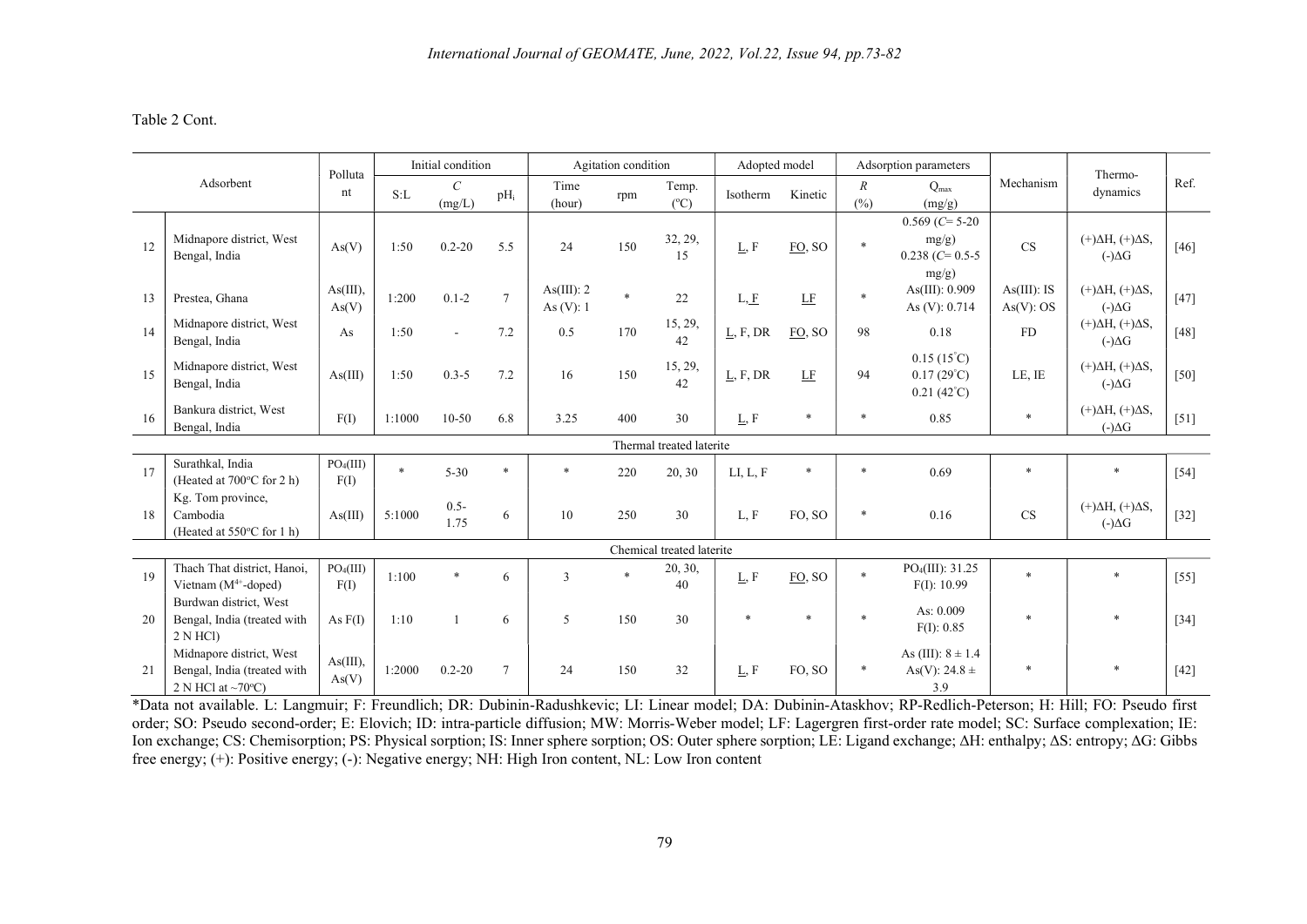Table 2 Cont.

| | Adsorbent | Pollutant | Initial condition | | | Agitation condition | | | Adopted model | | Adsorption parameters | | Mechanism | Thermo-dynamics | Ref. |
|---|---|---|---|---|---|---|---|---|---|---|---|---|---|---|---|
| | | | S:L | $C$ (mg/L) | $pH_i$ | Time (hour) | rpm | Temp. (°C) | Isotherm | Kinetic | $R$ (%) | $Q_{max}$ (mg/g) | | | |
| 12 | Midnapore district, West Bengal, India | As(V) | 1:50 | 0.2-20 | 5.5 | 24 | 150 | 32, 29, 15 | L, F | FO, SO | * | 0.569 ($C$= 5-20 mg/g) 0.238 ($C$= 0.5-5 mg/g) | CS | (+)ΔH, (+)ΔS, (-)ΔG | [46] |
| 13 | Prestea, Ghana | As(III), As(V) | 1:200 | 0.1-2 | 7 | As(III): 2 As (V): 1 | * | 22 | L, F | LF | * | As(III): 0.909 As (V): 0.714 | As(III): IS As(V): OS | (+)ΔH, (+)ΔS, (-)ΔG | [47] |
| 14 | Midnapore district, West Bengal, India | As | 1:50 | - | 7.2 | 0.5 | 170 | 15, 29, 42 | L, F, DR | FO, SO | 98 | 0.18 | FD | (+)ΔH, (+)ΔS, (-)ΔG | [48] |
| 15 | Midnapore district, West Bengal, India | As(III) | 1:50 | 0.3-5 | 7.2 | 16 | 150 | 15, 29, 42 | L, F, DR | LF | 94 | 0.15 (15°C) 0.17 (29°C) 0.21 (42°C) | LE, IE | (+)ΔH, (+)ΔS, (-)ΔG | [50] |
| 16 | Bankura district, West Bengal, India | F(I) | 1:1000 | 10-50 | 6.8 | 3.25 | 400 | 30 | L, F | * | * | 0.85 | * | (+)ΔH, (+)ΔS, (-)ΔG | [51] |
| | **Thermal treated laterite** | | | | | | | | | | | | | | |
| 17 | Surathkal, India (Heated at 700°C for 2 h) | $PO_4$(III) F(I) | * | 5-30 | * | * | 220 | 20, 30 | LI, L, F | * | * | 0.69 | * | * | [54] |
| 18 | Kg. Tom province, Cambodia (Heated at 550°C for 1 h) | As(III) | 5:1000 | 0.5-1.75 | 6 | 10 | 250 | 30 | L, F | FO, SO | * | 0.16 | CS | (+)ΔH, (+)ΔS, (-)ΔG | [32] |
| | **Chemical treated laterite** | | | | | | | | | | | | | | |
| 19 | Thach That district, Hanoi, Vietnam ($M^{4+}$-doped) | $PO_4$(III) F(I) | 1:100 | * | 6 | 3 | * | 20, 30, 40 | L, F | FO, SO | * | $PO_4$(III): 31.25 F(I): 10.99 | * | * | [55] |
| 20 | Burdwan district, West Bengal, India (treated with 2 N HCl) | As F(I) | 1:10 | 1 | 6 | 5 | 150 | 30 | * | * | * | As: 0.009 F(I): 0.85 | * | * | [34] |
| 21 | Midnapore district, West Bengal, India (treated with 2 N HCl at ~70°C) | As(III), As(V) | 1:2000 | 0.2-20 | 7 | 24 | 150 | 32 | L, F | FO, SO | * | As (III): 8 ± 1.4 As(V): 24.8 ± 3.9 | * | * | [42] |

*Data not available. L: Langmuir; F: Freundlich; DR: Dubinin-Radushkevic; LI: Linear model; DA: Dubinin-Ataskhov; RP-Redlich-Peterson; H: Hill; FO: Pseudo first order; SO: Pseudo second-order; E: Elovich; ID: intra-particle diffusion; MW: Morris-Weber model; LF: Lagergren first-order rate model; SC: Surface complexation; IE: Ion exchange; CS: Chemisorption; PS: Physical sorption; IS: Inner sphere sorption; OS: Outer sphere sorption; LE: Ligand exchange; ΔH: enthalpy; ΔS: entropy; ΔG: Gibbs free energy; (+): Positive energy; (-): Negative energy; NH: High Iron content, NL: Low Iron content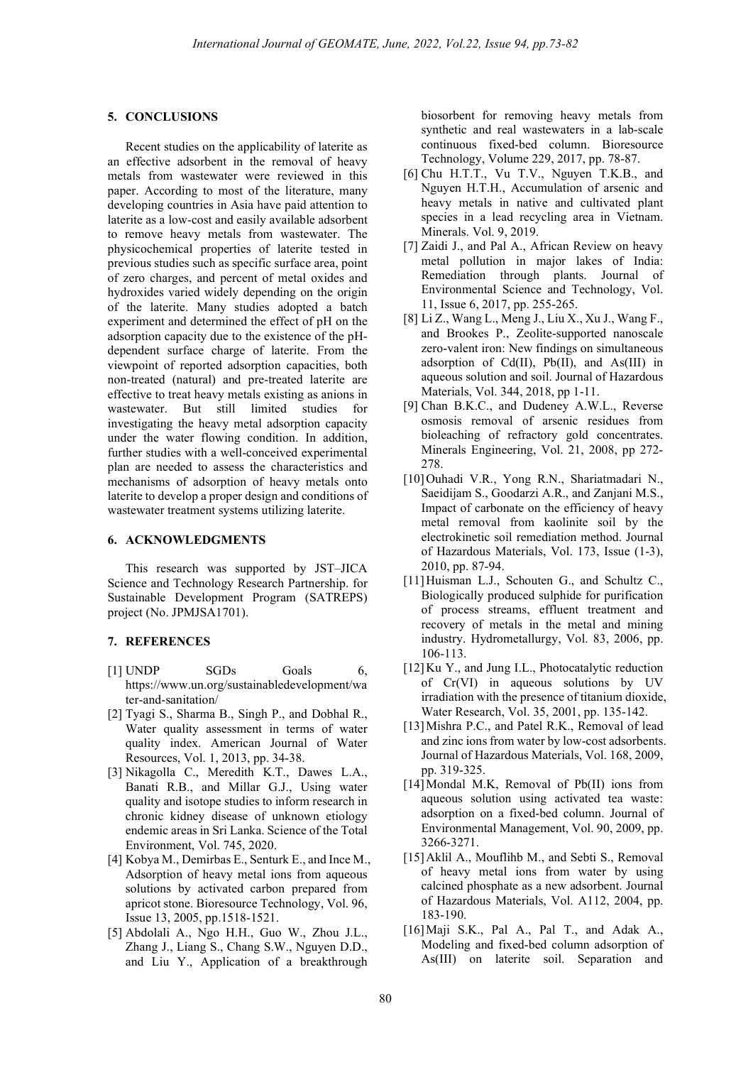## 5. CONCLUSIONS

Recent studies on the applicability of laterite as an effective adsorbent in the removal of heavy metals from wastewater were reviewed in this paper. According to most of the literature, many developing countries in Asia have paid attention to laterite as a low-cost and easily available adsorbent to remove heavy metals from wastewater. The physicochemical properties of laterite tested in previous studies such as specific surface area, point of zero charges, and percent of metal oxides and hydroxides varied widely depending on the origin of the laterite. Many studies adopted a batch experiment and determined the effect of pH on the adsorption capacity due to the existence of the pH-dependent surface charge of laterite. From the viewpoint of reported adsorption capacities, both non-treated (natural) and pre-treated laterite are effective to treat heavy metals existing as anions in wastewater. But still limited studies for investigating the heavy metal adsorption capacity under the water flowing condition. In addition, further studies with a well-conceived experimental plan are needed to assess the characteristics and mechanisms of adsorption of heavy metals onto laterite to develop a proper design and conditions of wastewater treatment systems utilizing laterite.

## 6. ACKNOWLEDGMENTS

This research was supported by JST–JICA Science and Technology Research Partnership. for Sustainable Development Program (SATREPS) project (No. JPMJSA1701).

## 7. REFERENCES

[1] UNDP SGDs Goals 6, https://www.un.org/sustainabledevelopment/water-and-sanitation/

[2] Tyagi S., Sharma B., Singh P., and Dobhal R., Water quality assessment in terms of water quality index. American Journal of Water Resources, Vol. 1, 2013, pp. 34-38.

[3] Nikagolla C., Meredith K.T., Dawes L.A., Banati R.B., and Millar G.J., Using water quality and isotope studies to inform research in chronic kidney disease of unknown etiology endemic areas in Sri Lanka. Science of the Total Environment, Vol. 745, 2020.

[4] Kobya M., Demirbas E., Senturk E., and Ince M., Adsorption of heavy metal ions from aqueous solutions by activated carbon prepared from apricot stone. Bioresource Technology, Vol. 96, Issue 13, 2005, pp.1518-1521.

[5] Abdolali A., Ngo H.H., Guo W., Zhou J.L., Zhang J., Liang S., Chang S.W., Nguyen D.D., and Liu Y., Application of a breakthrough biosorbent for removing heavy metals from synthetic and real wastewaters in a lab-scale continuous fixed-bed column. Bioresource Technology, Volume 229, 2017, pp. 78-87.

[6] Chu H.T.T., Vu T.V., Nguyen T.K.B., and Nguyen H.T.H., Accumulation of arsenic and heavy metals in native and cultivated plant species in a lead recycling area in Vietnam. Minerals. Vol. 9, 2019.

[7] Zaidi J., and Pal A., African Review on heavy metal pollution in major lakes of India: Remediation through plants. Journal of Environmental Science and Technology, Vol. 11, Issue 6, 2017, pp. 255-265.

[8] Li Z., Wang L., Meng J., Liu X., Xu J., Wang F., and Brookes P., Zeolite-supported nanoscale zero-valent iron: New findings on simultaneous adsorption of Cd(II), Pb(II), and As(III) in aqueous solution and soil. Journal of Hazardous Materials, Vol. 344, 2018, pp 1-11.

[9] Chan B.K.C., and Dudeney A.W.L., Reverse osmosis removal of arsenic residues from bioleaching of refractory gold concentrates. Minerals Engineering, Vol. 21, 2008, pp 272-278.

[10] Ouhadi V.R., Yong R.N., Shariatmadari N., Saeidijam S., Goodarzi A.R., and Zanjani M.S., Impact of carbonate on the efficiency of heavy metal removal from kaolinite soil by the electrokinetic soil remediation method. Journal of Hazardous Materials, Vol. 173, Issue (1-3), 2010, pp. 87-94.

[11] Huisman L.J., Schouten G., and Schultz C., Biologically produced sulphide for purification of process streams, effluent treatment and recovery of metals in the metal and mining industry. Hydrometallurgy, Vol. 83, 2006, pp. 106-113.

[12] Ku Y., and Jung I.L., Photocatalytic reduction of Cr(VI) in aqueous solutions by UV irradiation with the presence of titanium dioxide, Water Research, Vol. 35, 2001, pp. 135-142.

[13] Mishra P.C., and Patel R.K., Removal of lead and zinc ions from water by low-cost adsorbents. Journal of Hazardous Materials, Vol. 168, 2009, pp. 319-325.

[14] Mondal M.K, Removal of Pb(II) ions from aqueous solution using activated tea waste: adsorption on a fixed-bed column. Journal of Environmental Management, Vol. 90, 2009, pp. 3266-3271.

[15] Aklil A., Mouflihb M., and Sebti S., Removal of heavy metal ions from water by using calcined phosphate as a new adsorbent. Journal of Hazardous Materials, Vol. A112, 2004, pp. 183-190.

[16] Maji S.K., Pal A., Pal T., and Adak A., Modeling and fixed-bed column adsorption of As(III) on laterite soil. Separation and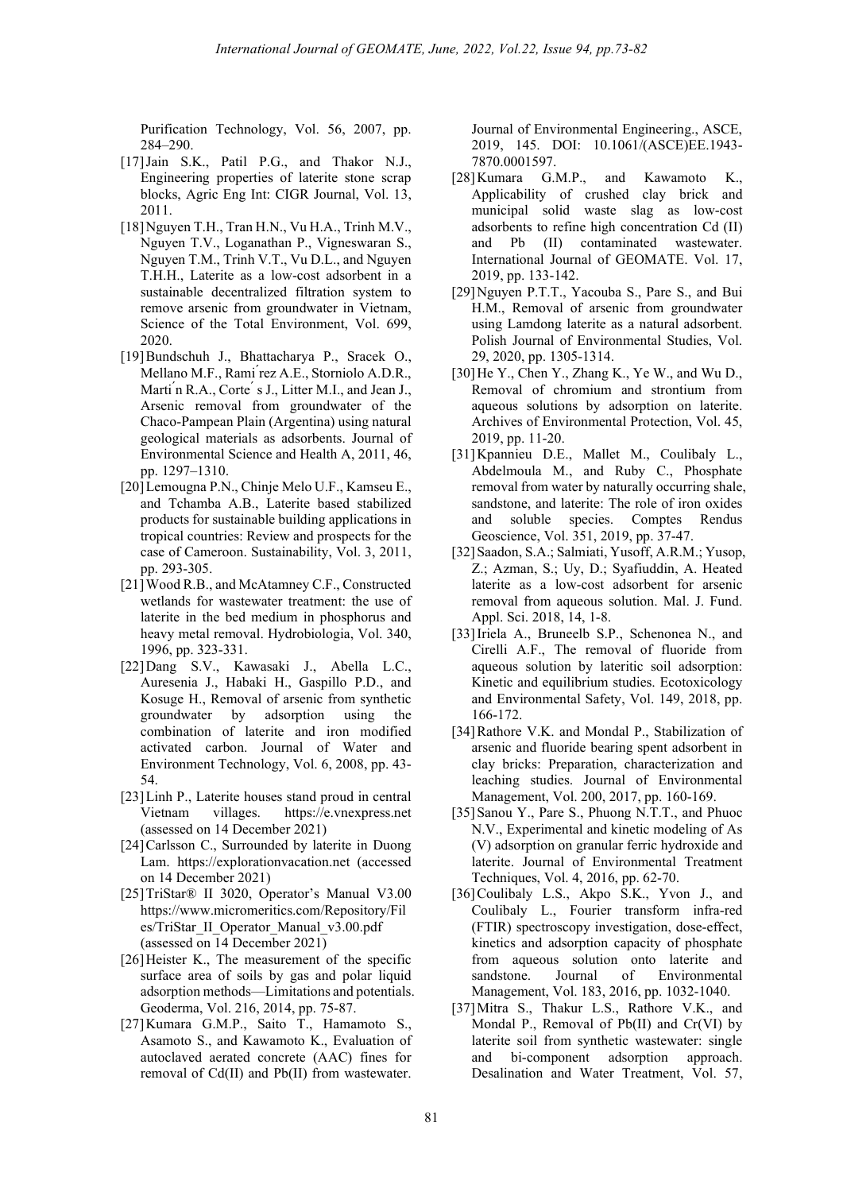Purification Technology, Vol. 56, 2007, pp. 284–290.

[17] Jain S.K., Patil P.G., and Thakor N.J., Engineering properties of laterite stone scrap blocks, Agric Eng Int: CIGR Journal, Vol. 13, 2011.

[18] Nguyen T.H., Tran H.N., Vu H.A., Trinh M.V., Nguyen T.V., Loganathan P., Vigneswaran S., Nguyen T.M., Trinh V.T., Vu D.L., and Nguyen T.H.H., Laterite as a low-cost adsorbent in a sustainable decentralized filtration system to remove arsenic from groundwater in Vietnam, Science of the Total Environment, Vol. 699, 2020.

[19] Bundschuh J., Bhattacharya P., Sracek O., Mellano M.F., Ramı́rez A.E., Storniolo A.D.R., Martı́n R.A., Corte´s J., Litter M.I., and Jean J., Arsenic removal from groundwater of the Chaco-Pampean Plain (Argentina) using natural geological materials as adsorbents. Journal of Environmental Science and Health A, 2011, 46, pp. 1297–1310.

[20] Lemougna P.N., Chinje Melo U.F., Kamseu E., and Tchamba A.B., Laterite based stabilized products for sustainable building applications in tropical countries: Review and prospects for the case of Cameroon. Sustainability, Vol. 3, 2011, pp. 293-305.

[21] Wood R.B., and McAtamney C.F., Constructed wetlands for wastewater treatment: the use of laterite in the bed medium in phosphorus and heavy metal removal. Hydrobiologia, Vol. 340, 1996, pp. 323-331.

[22] Dang S.V., Kawasaki J., Abella L.C., Auresenia J., Habaki H., Gaspillo P.D., and Kosuge H., Removal of arsenic from synthetic groundwater by adsorption using the combination of laterite and iron modified activated carbon. Journal of Water and Environment Technology, Vol. 6, 2008, pp. 43-54.

[23] Linh P., Laterite houses stand proud in central Vietnam villages. https://e.vnexpress.net (assessed on 14 December 2021)

[24] Carlsson C., Surrounded by laterite in Duong Lam. https://explorationvacation.net (accessed on 14 December 2021)

[25] TriStar® II 3020, Operator's Manual V3.00 https://www.micromeritics.com/Repository/Files/TriStar_II_Operator_Manual_v3.00.pdf (assessed on 14 December 2021)

[26] Heister K., The measurement of the specific surface area of soils by gas and polar liquid adsorption methods—Limitations and potentials. Geoderma, Vol. 216, 2014, pp. 75-87.

[27] Kumara G.M.P., Saito T., Hamamoto S., Asamoto S., and Kawamoto K., Evaluation of autoclaved aerated concrete (AAC) fines for removal of Cd(II) and Pb(II) from wastewater. Journal of Environmental Engineering., ASCE, 2019, 145. DOI: 10.1061/(ASCE)EE.1943-7870.0001597.

[28] Kumara G.M.P., and Kawamoto K., Applicability of crushed clay brick and municipal solid waste slag as low-cost adsorbents to refine high concentration Cd (II) and Pb (II) contaminated wastewater. International Journal of GEOMATE. Vol. 17, 2019, pp. 133-142.

[29] Nguyen P.T.T., Yacouba S., Pare S., and Bui H.M., Removal of arsenic from groundwater using Lamdong laterite as a natural adsorbent. Polish Journal of Environmental Studies, Vol. 29, 2020, pp. 1305-1314.

[30] He Y., Chen Y., Zhang K., Ye W., and Wu D., Removal of chromium and strontium from aqueous solutions by adsorption on laterite. Archives of Environmental Protection, Vol. 45, 2019, pp. 11-20.

[31] Kpannieu D.E., Mallet M., Coulibaly L., Abdelmoula M., and Ruby C., Phosphate removal from water by naturally occurring shale, sandstone, and laterite: The role of iron oxides and soluble species. Comptes Rendus Geoscience, Vol. 351, 2019, pp. 37-47.

[32] Saadon, S.A.; Salmiati, Yusoff, A.R.M.; Yusop, Z.; Azman, S.; Uy, D.; Syafiuddin, A. Heated laterite as a low-cost adsorbent for arsenic removal from aqueous solution. Mal. J. Fund. Appl. Sci. 2018, 14, 1-8.

[33] Iriela A., Bruneelb S.P., Schenonea N., and Cirelli A.F., The removal of fluoride from aqueous solution by lateritic soil adsorption: Kinetic and equilibrium studies. Ecotoxicology and Environmental Safety, Vol. 149, 2018, pp. 166-172.

[34] Rathore V.K. and Mondal P., Stabilization of arsenic and fluoride bearing spent adsorbent in clay bricks: Preparation, characterization and leaching studies. Journal of Environmental Management, Vol. 200, 2017, pp. 160-169.

[35] Sanou Y., Pare S., Phuong N.T.T., and Phuoc N.V., Experimental and kinetic modeling of As (V) adsorption on granular ferric hydroxide and laterite. Journal of Environmental Treatment Techniques, Vol. 4, 2016, pp. 62-70.

[36] Coulibaly L.S., Akpo S.K., Yvon J., and Coulibaly L., Fourier transform infra-red (FTIR) spectroscopy investigation, dose-effect, kinetics and adsorption capacity of phosphate from aqueous solution onto laterite and sandstone. Journal of Environmental Management, Vol. 183, 2016, pp. 1032-1040.

[37] Mitra S., Thakur L.S., Rathore V.K., and Mondal P., Removal of Pb(II) and Cr(VI) by laterite soil from synthetic wastewater: single and bi-component adsorption approach. Desalination and Water Treatment, Vol. 57,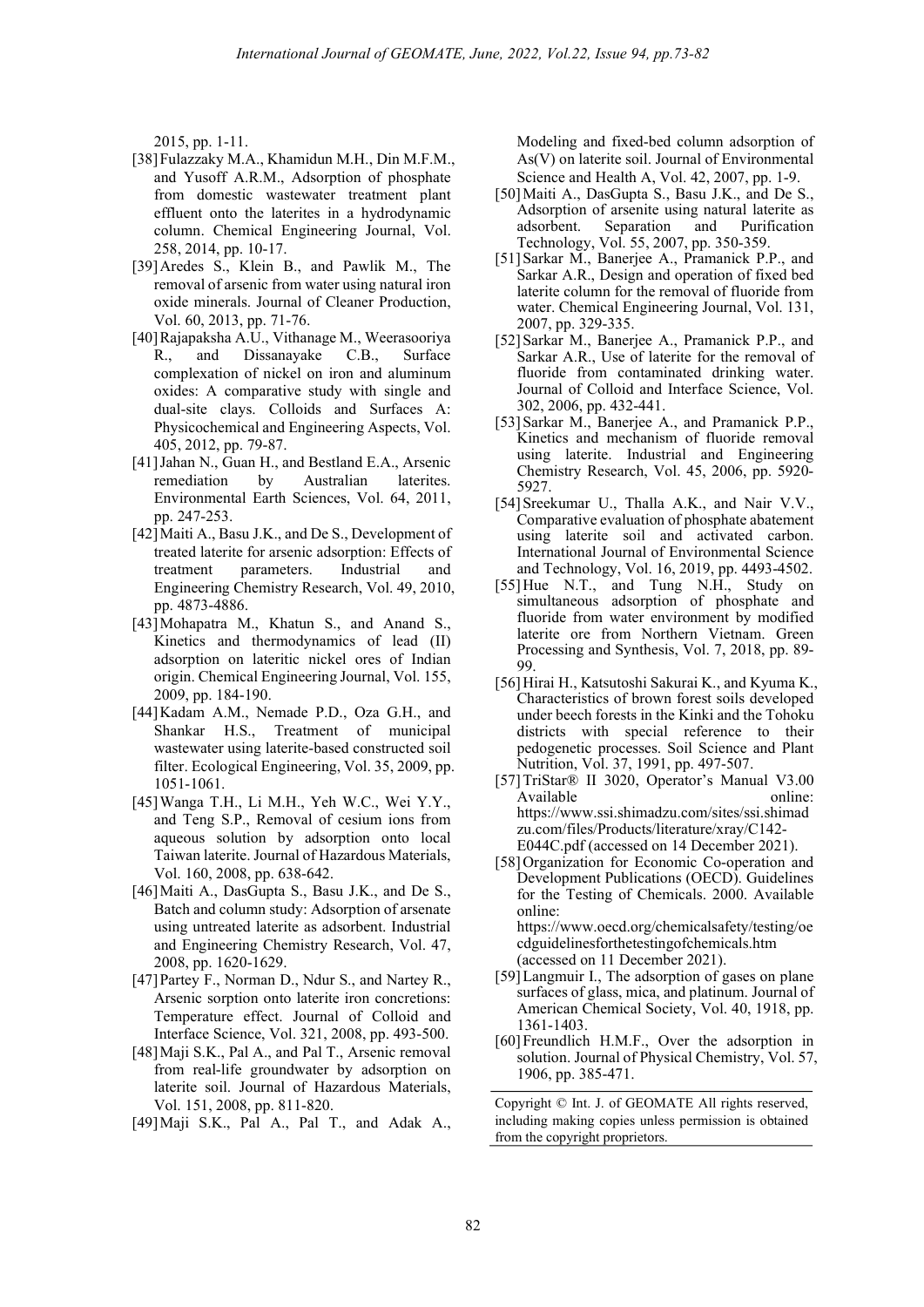2015, pp. 1-11.

[38] Fulazzaky M.A., Khamidun M.H., Din M.F.M., and Yusoff A.R.M., Adsorption of phosphate from domestic wastewater treatment plant effluent onto the laterites in a hydrodynamic column. Chemical Engineering Journal, Vol. 258, 2014, pp. 10-17.

[39] Aredes S., Klein B., and Pawlik M., The removal of arsenic from water using natural iron oxide minerals. Journal of Cleaner Production, Vol. 60, 2013, pp. 71-76.

[40] Rajapaksha A.U., Vithanage M., Weerasooriya R., and Dissanayake C.B., Surface complexation of nickel on iron and aluminum oxides: A comparative study with single and dual-site clays. Colloids and Surfaces A: Physicochemical and Engineering Aspects, Vol. 405, 2012, pp. 79-87.

[41] Jahan N., Guan H., and Bestland E.A., Arsenic remediation by Australian laterites. Environmental Earth Sciences, Vol. 64, 2011, pp. 247-253.

[42] Maiti A., Basu J.K., and De S., Development of treated laterite for arsenic adsorption: Effects of treatment parameters. Industrial and Engineering Chemistry Research, Vol. 49, 2010, pp. 4873-4886.

[43] Mohapatra M., Khatun S., and Anand S., Kinetics and thermodynamics of lead (II) adsorption on lateritic nickel ores of Indian origin. Chemical Engineering Journal, Vol. 155, 2009, pp. 184-190.

[44] Kadam A.M., Nemade P.D., Oza G.H., and Shankar H.S., Treatment of municipal wastewater using laterite-based constructed soil filter. Ecological Engineering, Vol. 35, 2009, pp. 1051-1061.

[45] Wanga T.H., Li M.H., Yeh W.C., Wei Y.Y., and Teng S.P., Removal of cesium ions from aqueous solution by adsorption onto local Taiwan laterite. Journal of Hazardous Materials, Vol. 160, 2008, pp. 638-642.

[46] Maiti A., DasGupta S., Basu J.K., and De S., Batch and column study: Adsorption of arsenate using untreated laterite as adsorbent. Industrial and Engineering Chemistry Research, Vol. 47, 2008, pp. 1620-1629.

[47] Partey F., Norman D., Ndur S., and Nartey R., Arsenic sorption onto laterite iron concretions: Temperature effect. Journal of Colloid and Interface Science, Vol. 321, 2008, pp. 493-500.

[48] Maji S.K., Pal A., and Pal T., Arsenic removal from real-life groundwater by adsorption on laterite soil. Journal of Hazardous Materials, Vol. 151, 2008, pp. 811-820.

[49] Maji S.K., Pal A., Pal T., and Adak A., Modeling and fixed-bed column adsorption of As(V) on laterite soil. Journal of Environmental Science and Health A, Vol. 42, 2007, pp. 1-9.

[50] Maiti A., DasGupta S., Basu J.K., and De S., Adsorption of arsenite using natural laterite as adsorbent. Separation and Purification Technology, Vol. 55, 2007, pp. 350-359.

[51] Sarkar M., Banerjee A., Pramanick P.P., and Sarkar A.R., Design and operation of fixed bed laterite column for the removal of fluoride from water. Chemical Engineering Journal, Vol. 131, 2007, pp. 329-335.

[52] Sarkar M., Banerjee A., Pramanick P.P., and Sarkar A.R., Use of laterite for the removal of fluoride from contaminated drinking water. Journal of Colloid and Interface Science, Vol. 302, 2006, pp. 432-441.

[53] Sarkar M., Banerjee A., and Pramanick P.P., Kinetics and mechanism of fluoride removal using laterite. Industrial and Engineering Chemistry Research, Vol. 45, 2006, pp. 5920-5927.

[54] Sreekumar U., Thalla A.K., and Nair V.V., Comparative evaluation of phosphate abatement using laterite soil and activated carbon. International Journal of Environmental Science and Technology, Vol. 16, 2019, pp. 4493-4502.

[55] Hue N.T., and Tung N.H., Study on simultaneous adsorption of phosphate and fluoride from water environment by modified laterite ore from Northern Vietnam. Green Processing and Synthesis, Vol. 7, 2018, pp. 89-99.

[56] Hirai H., Katsutoshi Sakurai K., and Kyuma K., Characteristics of brown forest soils developed under beech forests in the Kinki and the Tohoku districts with special reference to their pedogenetic processes. Soil Science and Plant Nutrition, Vol. 37, 1991, pp. 497-507.

[57] TriStar® II 3020, Operator's Manual V3.00 Available online: https://www.ssi.shimadzu.com/sites/ssi.shimadzu.com/files/Products/literature/xray/C142-E044C.pdf (accessed on 14 December 2021).

[58] Organization for Economic Co-operation and Development Publications (OECD). Guidelines for the Testing of Chemicals. 2000. Available online: https://www.oecd.org/chemicalsafety/testing/oecdguidelinesforthetestingofchemicals.htm (accessed on 11 December 2021).

[59] Langmuir I., The adsorption of gases on plane surfaces of glass, mica, and platinum. Journal of American Chemical Society, Vol. 40, 1918, pp. 1361-1403.

[60] Freundlich H.M.F., Over the adsorption in solution. Journal of Physical Chemistry, Vol. 57, 1906, pp. 385-471.

Copyright © Int. J. of GEOMATE All rights reserved, including making copies unless permission is obtained from the copyright proprietors.